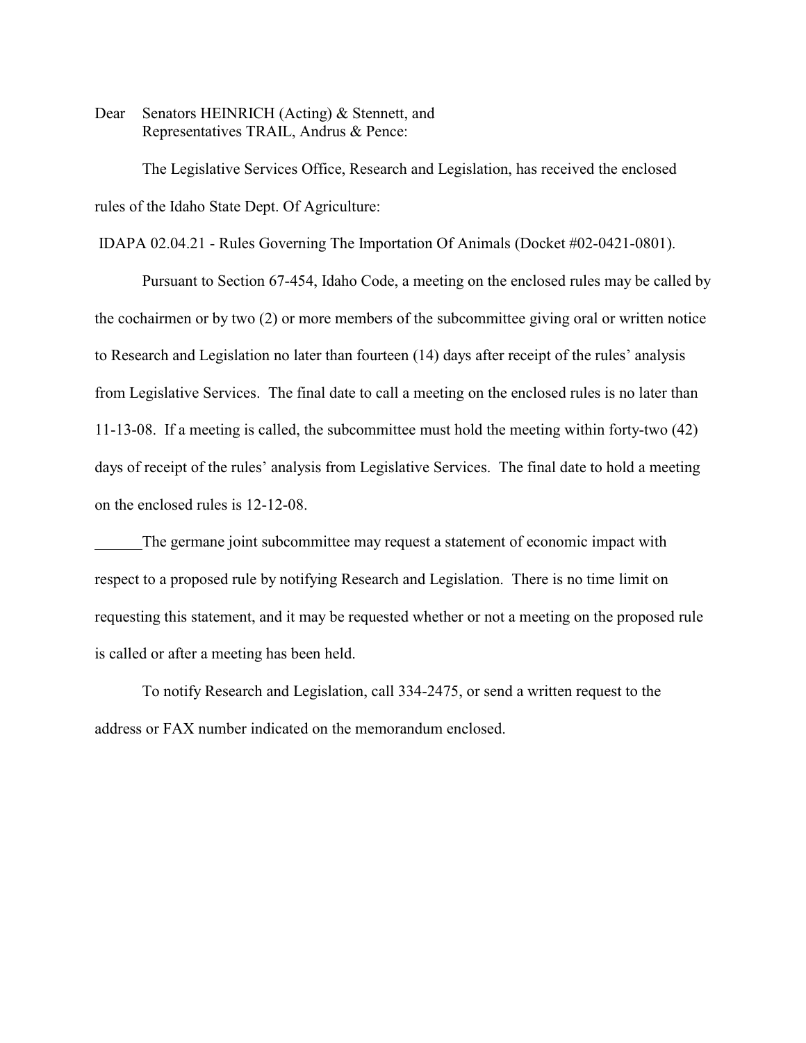Dear Senators HEINRICH (Acting) & Stennett, and
Representatives TRAIL, Andrus & Pence:

The Legislative Services Office, Research and Legislation, has received the enclosed rules of the Idaho State Dept. Of Agriculture:

IDAPA 02.04.21 - Rules Governing The Importation Of Animals (Docket #02-0421-0801).

Pursuant to Section 67-454, Idaho Code, a meeting on the enclosed rules may be called by the cochairmen or by two (2) or more members of the subcommittee giving oral or written notice to Research and Legislation no later than fourteen (14) days after receipt of the rules' analysis from Legislative Services. The final date to call a meeting on the enclosed rules is no later than 11-13-08. If a meeting is called, the subcommittee must hold the meeting within forty-two (42) days of receipt of the rules' analysis from Legislative Services. The final date to hold a meeting on the enclosed rules is 12-12-08.

______The germane joint subcommittee may request a statement of economic impact with respect to a proposed rule by notifying Research and Legislation. There is no time limit on requesting this statement, and it may be requested whether or not a meeting on the proposed rule is called or after a meeting has been held.

To notify Research and Legislation, call 334-2475, or send a written request to the address or FAX number indicated on the memorandum enclosed.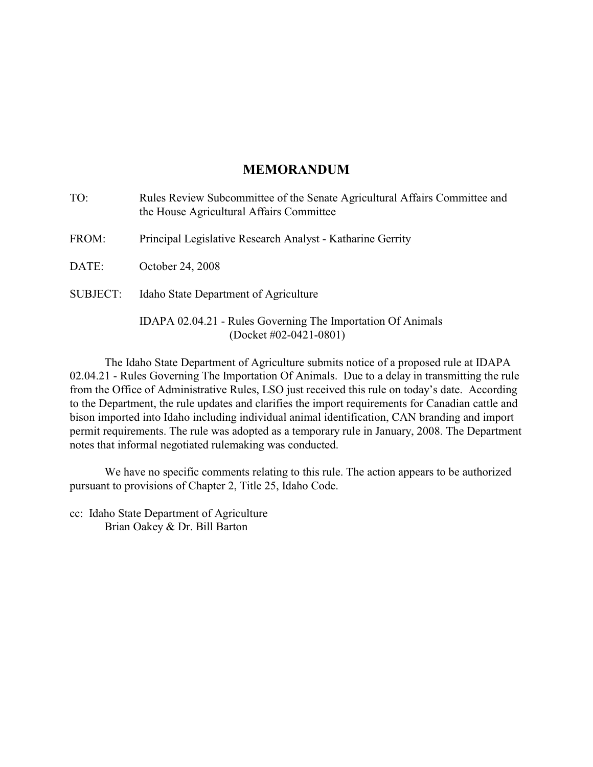# MEMORANDUM

TO: Rules Review Subcommittee of the Senate Agricultural Affairs Committee and the House Agricultural Affairs Committee

FROM: Principal Legislative Research Analyst - Katharine Gerrity

DATE: October 24, 2008

SUBJECT: Idaho State Department of Agriculture

IDAPA 02.04.21 - Rules Governing The Importation Of Animals
(Docket #02-0421-0801)

The Idaho State Department of Agriculture submits notice of a proposed rule at IDAPA 02.04.21 - Rules Governing The Importation Of Animals. Due to a delay in transmitting the rule from the Office of Administrative Rules, LSO just received this rule on today's date. According to the Department, the rule updates and clarifies the import requirements for Canadian cattle and bison imported into Idaho including individual animal identification, CAN branding and import permit requirements. The rule was adopted as a temporary rule in January, 2008. The Department notes that informal negotiated rulemaking was conducted.

We have no specific comments relating to this rule. The action appears to be authorized pursuant to provisions of Chapter 2, Title 25, Idaho Code.

cc: Idaho State Department of Agriculture
Brian Oakey & Dr. Bill Barton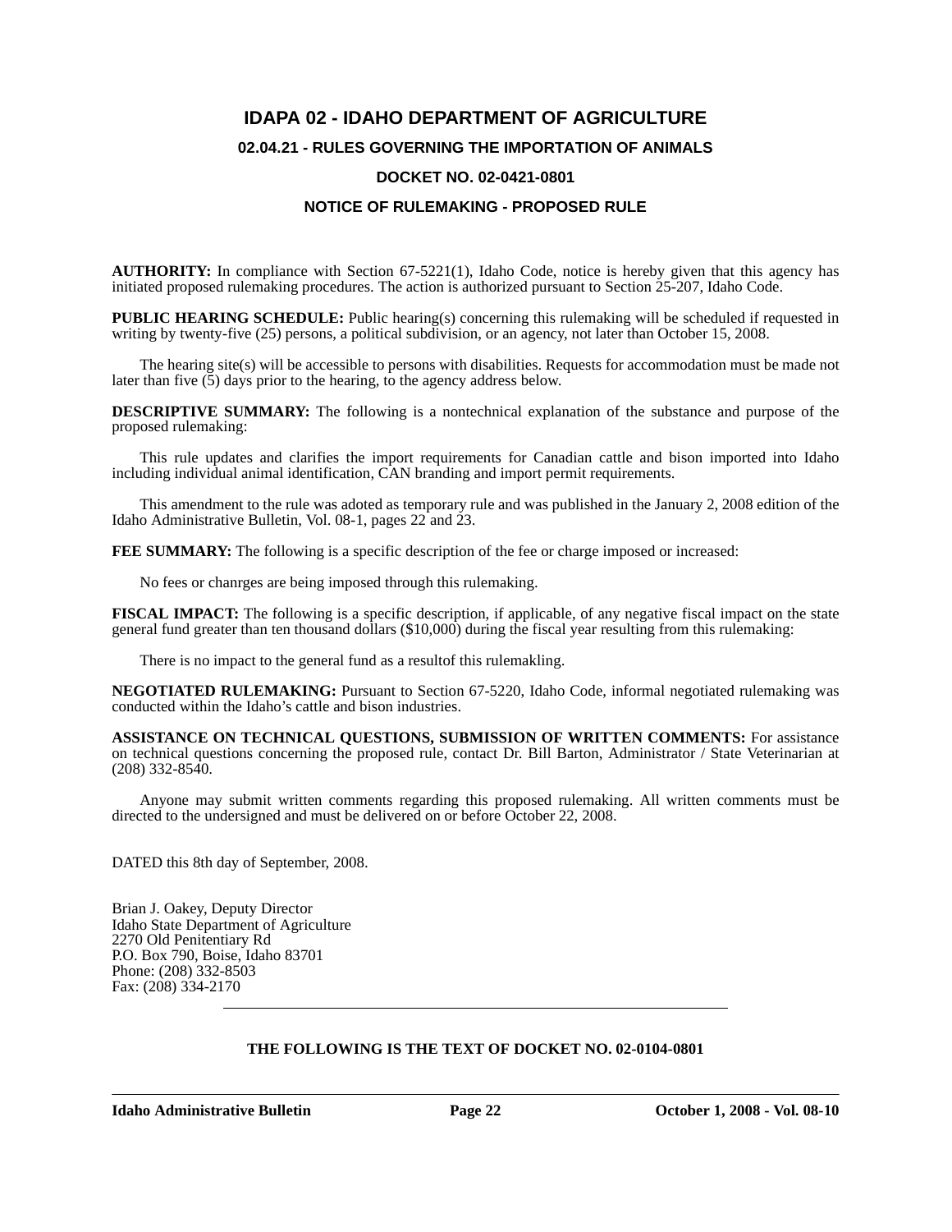# IDAPA 02 - IDAHO DEPARTMENT OF AGRICULTURE

## 02.04.21 - RULES GOVERNING THE IMPORTATION OF ANIMALS

## DOCKET NO. 02-0421-0801

## NOTICE OF RULEMAKING - PROPOSED RULE

**AUTHORITY:** In compliance with Section 67-5221(1), Idaho Code, notice is hereby given that this agency has initiated proposed rulemaking procedures. The action is authorized pursuant to Section 25-207, Idaho Code.

**PUBLIC HEARING SCHEDULE:** Public hearing(s) concerning this rulemaking will be scheduled if requested in writing by twenty-five (25) persons, a political subdivision, or an agency, not later than October 15, 2008.

The hearing site(s) will be accessible to persons with disabilities. Requests for accommodation must be made not later than five (5) days prior to the hearing, to the agency address below.

**DESCRIPTIVE SUMMARY:** The following is a nontechnical explanation of the substance and purpose of the proposed rulemaking:

This rule updates and clarifies the import requirements for Canadian cattle and bison imported into Idaho including individual animal identification, CAN branding and import permit requirements.

This amendment to the rule was adoted as temporary rule and was published in the January 2, 2008 edition of the Idaho Administrative Bulletin, Vol. 08-1, pages 22 and 23.

**FEE SUMMARY:** The following is a specific description of the fee or charge imposed or increased:

No fees or chanrges are being imposed through this rulemaking.

**FISCAL IMPACT:** The following is a specific description, if applicable, of any negative fiscal impact on the state general fund greater than ten thousand dollars ($10,000) during the fiscal year resulting from this rulemaking:

There is no impact to the general fund as a resultof this rulemakling.

**NEGOTIATED RULEMAKING:** Pursuant to Section 67-5220, Idaho Code, informal negotiated rulemaking was conducted within the Idaho's cattle and bison industries.

**ASSISTANCE ON TECHNICAL QUESTIONS, SUBMISSION OF WRITTEN COMMENTS:** For assistance on technical questions concerning the proposed rule, contact Dr. Bill Barton, Administrator / State Veterinarian at (208) 332-8540.

Anyone may submit written comments regarding this proposed rulemaking. All written comments must be directed to the undersigned and must be delivered on or before October 22, 2008.

DATED this 8th day of September, 2008.

Brian J. Oakey, Deputy Director
Idaho State Department of Agriculture
2270 Old Penitentiary Rd
P.O. Box 790, Boise, Idaho 83701
Phone: (208) 332-8503
Fax: (208) 334-2170

**THE FOLLOWING IS THE TEXT OF DOCKET NO. 02-0104-0801**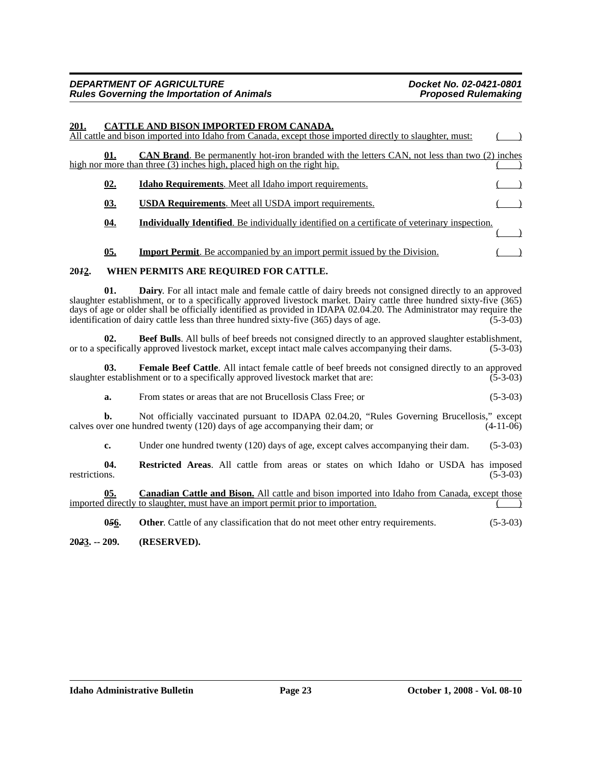**201. CATTLE AND BISON IMPORTED FROM CANADA.**

All cattle and bison imported into Idaho from Canada, except those imported directly to slaughter, must: ( )

**01. CAN Brand**. Be permanently hot-iron branded with the letters CAN, not less than two (2) inches high nor more than three (3) inches high, placed high on the right hip. ( )

**02. Idaho Requirements**. Meet all Idaho import requirements. ( )

**03. USDA Requirements**. Meet all USDA import requirements. ( )

**04. Individually Identified**. Be individually identified on a certificate of veterinary inspection. ( )

**05. Import Permit**. Be accompanied by an import permit issued by the Division. ( )

**20*1*2. WHEN PERMITS ARE REQUIRED FOR CATTLE.**

**01. Dairy**. For all intact male and female cattle of dairy breeds not consigned directly to an approved slaughter establishment, or to a specifically approved livestock market. Dairy cattle three hundred sixty-five (365) days of age or older shall be officially identified as provided in IDAPA 02.04.20. The Administrator may require the identification of dairy cattle less than three hundred sixty-five (365) days of age. (5-3-03)

**02. Beef Bulls**. All bulls of beef breeds not consigned directly to an approved slaughter establishment, or to a specifically approved livestock market, except intact male calves accompanying their dams. (5-3-03)

**03. Female Beef Cattle**. All intact female cattle of beef breeds not consigned directly to an approved slaughter establishment or to a specifically approved livestock market that are: (5-3-03)

**a.** From states or areas that are not Brucellosis Class Free; or (5-3-03)

**b.** Not officially vaccinated pursuant to IDAPA 02.04.20, "Rules Governing Brucellosis," except calves over one hundred twenty (120) days of age accompanying their dam; or (4-11-06)

**c.** Under one hundred twenty (120) days of age, except calves accompanying their dam. (5-3-03)

**04. Restricted Areas**. All cattle from areas or states on which Idaho or USDA has imposed restrictions. (5-3-03)

**05. Canadian Cattle and Bison.** All cattle and bison imported into Idaho from Canada, except those imported directly to slaughter, must have an import permit prior to importation. ( )

**0*5*6. Other**. Cattle of any classification that do not meet other entry requirements. (5-3-03)

**20*2*3. -- 209. (RESERVED).**